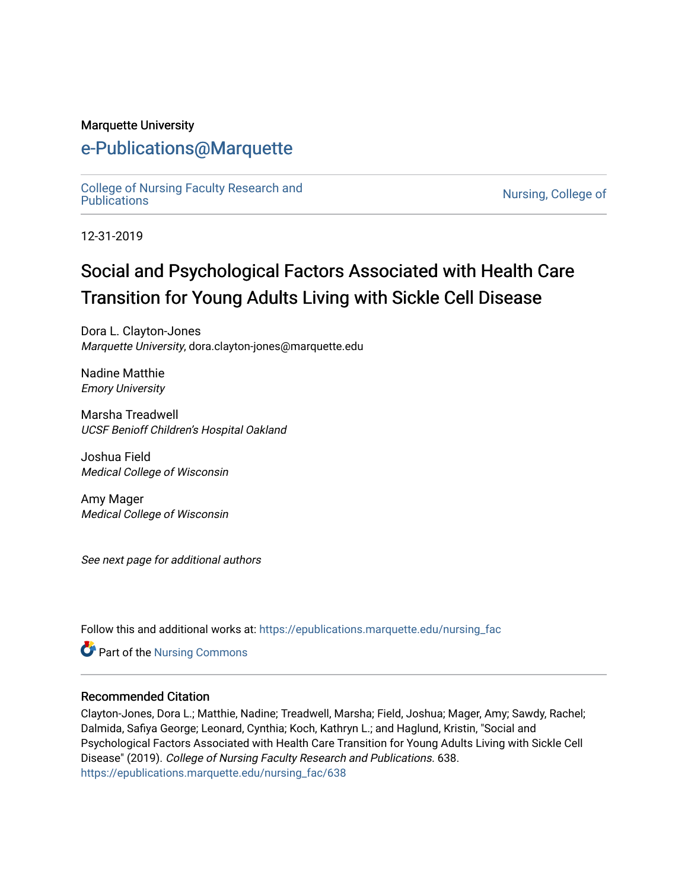Marquette University

# e-Publications@Marquette

College of Nursing Faculty Research and Publications

Nursing, College of

12-31-2019

# Social and Psychological Factors Associated with Health Care Transition for Young Adults Living with Sickle Cell Disease

Dora L. Clayton-Jones
*Marquette University*, dora.clayton-jones@marquette.edu

Nadine Matthie
*Emory University*

Marsha Treadwell
*UCSF Benioff Children's Hospital Oakland*

Joshua Field
*Medical College of Wisconsin*

Amy Mager
*Medical College of Wisconsin*

*See next page for additional authors*

Follow this and additional works at: https://epublications.marquette.edu/nursing_fac

Part of the Nursing Commons

## Recommended Citation

Clayton-Jones, Dora L.; Matthie, Nadine; Treadwell, Marsha; Field, Joshua; Mager, Amy; Sawdy, Rachel; Dalmida, Safiya George; Leonard, Cynthia; Koch, Kathryn L.; and Haglund, Kristin, "Social and Psychological Factors Associated with Health Care Transition for Young Adults Living with Sickle Cell Disease" (2019). *College of Nursing Faculty Research and Publications*. 638.
https://epublications.marquette.edu/nursing_fac/638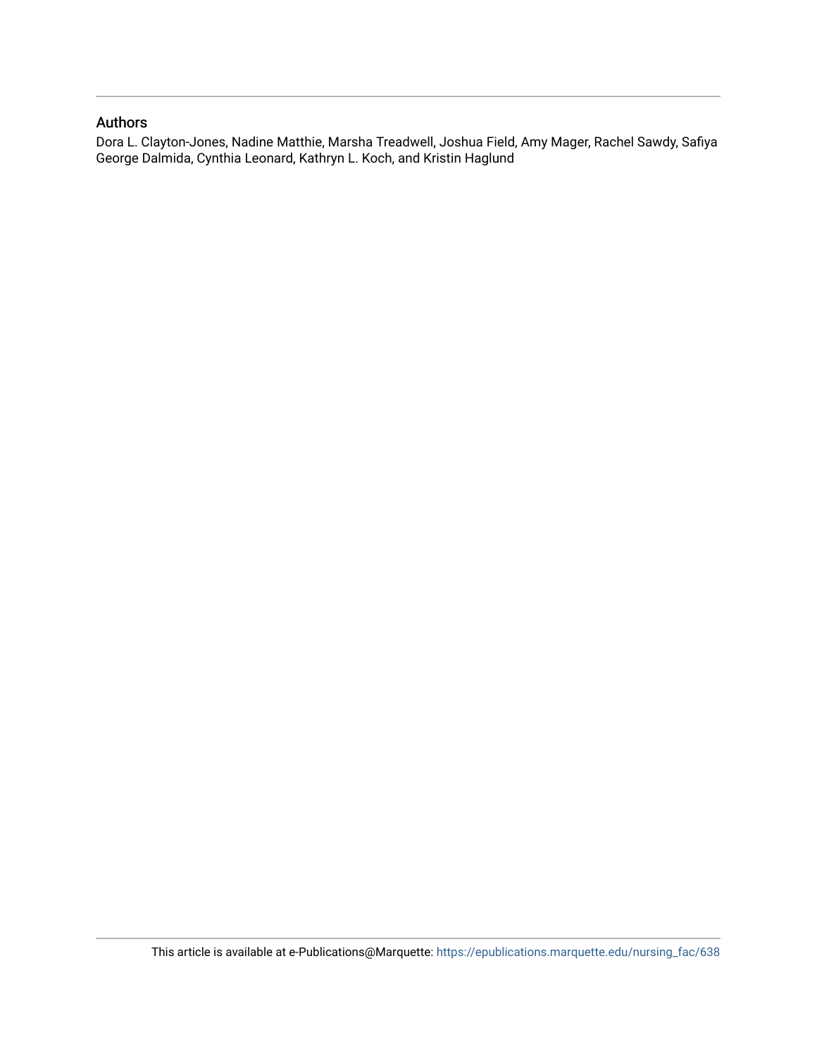## Authors

Dora L. Clayton-Jones, Nadine Matthie, Marsha Treadwell, Joshua Field, Amy Mager, Rachel Sawdy, Safiya George Dalmida, Cynthia Leonard, Kathryn L. Koch, and Kristin Haglund

This article is available at e-Publications@Marquette: https://epublications.marquette.edu/nursing_fac/638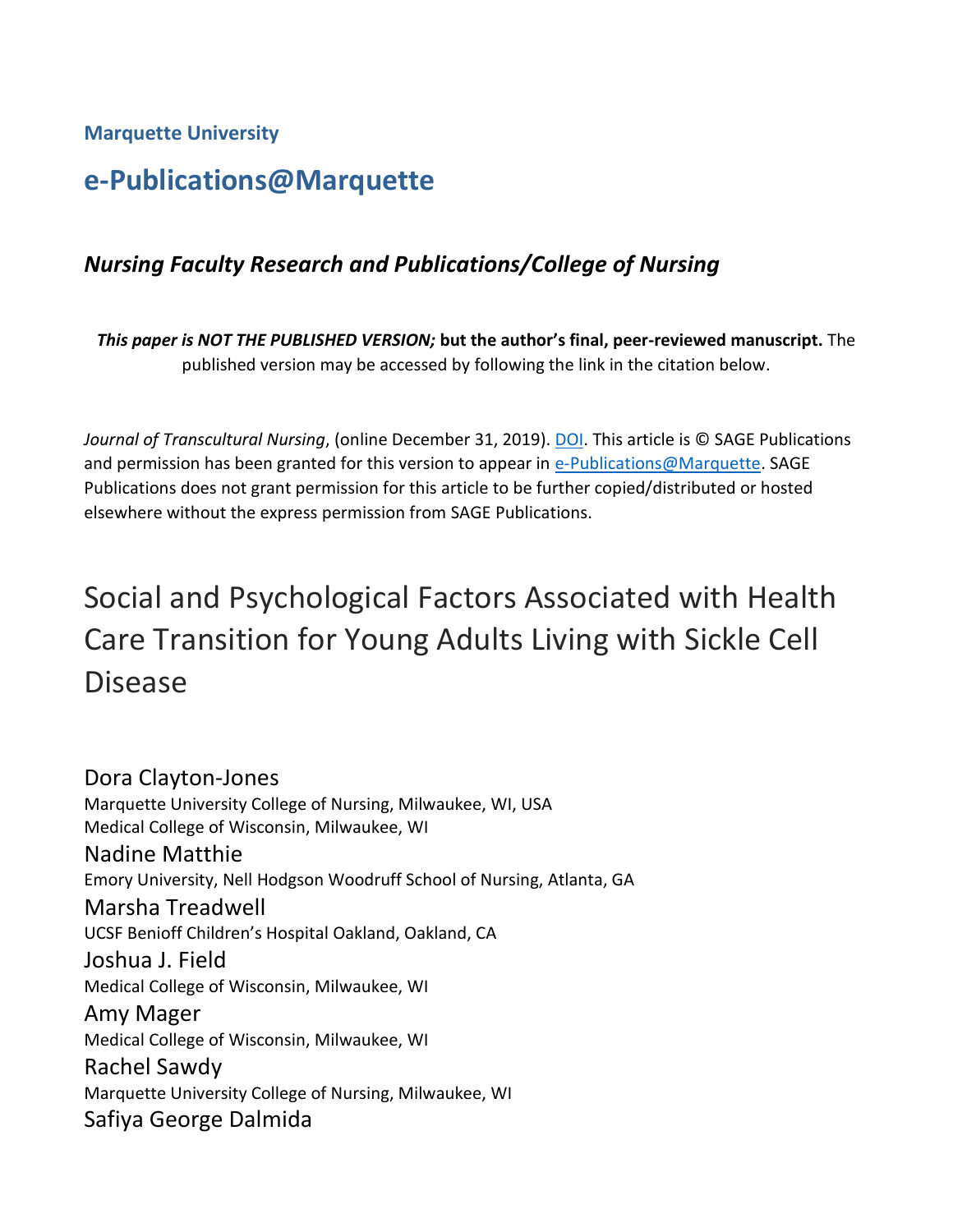Marquette University

# e-Publications@Marquette

## *Nursing Faculty Research and Publications/College of Nursing*

***This paper is NOT THE PUBLISHED VERSION;* but the author's final, peer-reviewed manuscript.** The published version may be accessed by following the link in the citation below.

*Journal of Transcultural Nursing*, (online December 31, 2019). DOI. This article is © SAGE Publications and permission has been granted for this version to appear in e-Publications@Marquette. SAGE Publications does not grant permission for this article to be further copied/distributed or hosted elsewhere without the express permission from SAGE Publications.

# Social and Psychological Factors Associated with Health Care Transition for Young Adults Living with Sickle Cell Disease

Dora Clayton-Jones
Marquette University College of Nursing, Milwaukee, WI, USA
Medical College of Wisconsin, Milwaukee, WI

Nadine Matthie
Emory University, Nell Hodgson Woodruff School of Nursing, Atlanta, GA

Marsha Treadwell
UCSF Benioff Children's Hospital Oakland, Oakland, CA

Joshua J. Field
Medical College of Wisconsin, Milwaukee, WI

Amy Mager
Medical College of Wisconsin, Milwaukee, WI

Rachel Sawdy
Marquette University College of Nursing, Milwaukee, WI

Safiya George Dalmida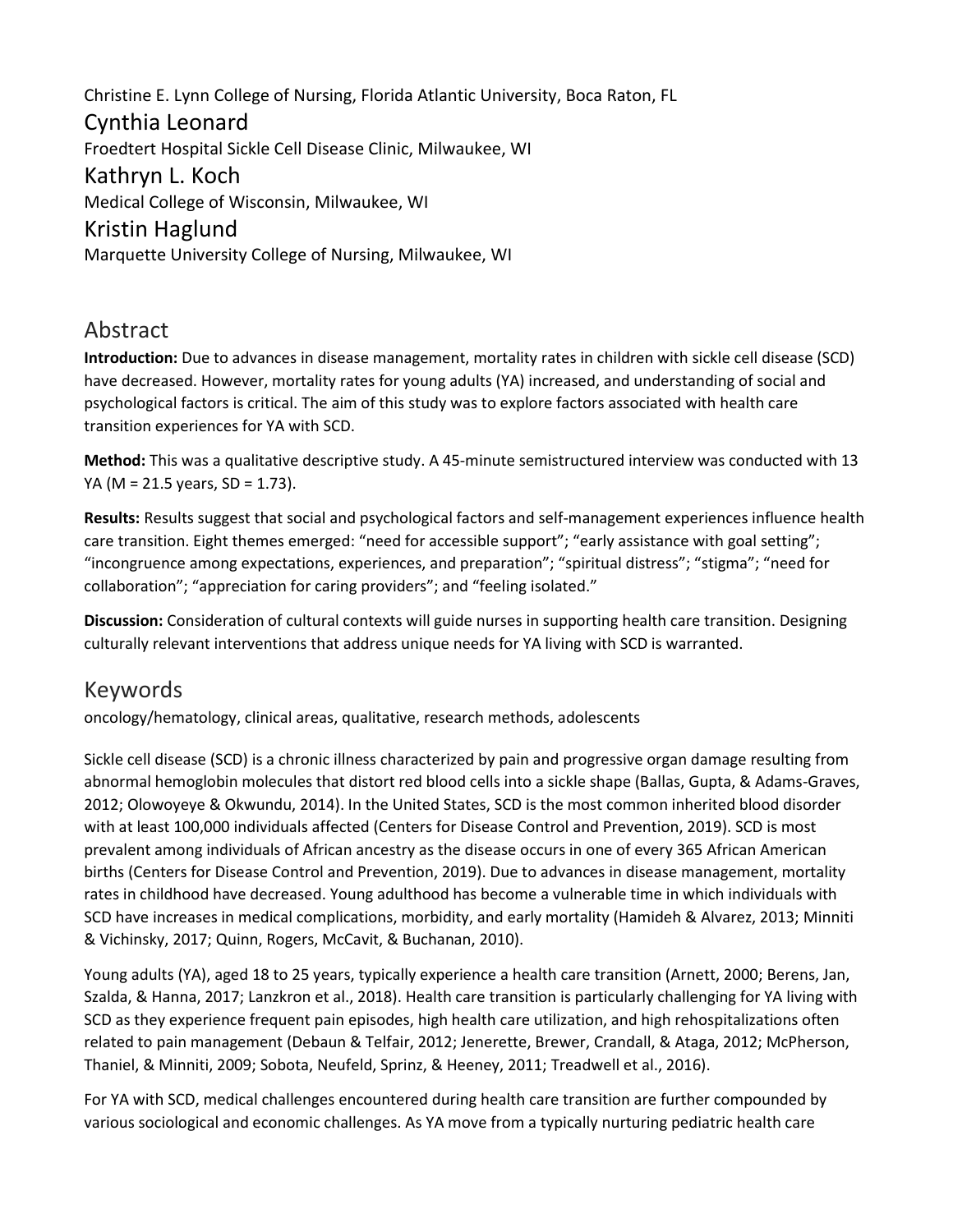Christine E. Lynn College of Nursing, Florida Atlantic University, Boca Raton, FL

## Cynthia Leonard

Froedtert Hospital Sickle Cell Disease Clinic, Milwaukee, WI

## Kathryn L. Koch

Medical College of Wisconsin, Milwaukee, WI

## Kristin Haglund

Marquette University College of Nursing, Milwaukee, WI

## Abstract

**Introduction:** Due to advances in disease management, mortality rates in children with sickle cell disease (SCD) have decreased. However, mortality rates for young adults (YA) increased, and understanding of social and psychological factors is critical. The aim of this study was to explore factors associated with health care transition experiences for YA with SCD.

**Method:** This was a qualitative descriptive study. A 45-minute semistructured interview was conducted with 13 YA (M = 21.5 years, SD = 1.73).

**Results:** Results suggest that social and psychological factors and self-management experiences influence health care transition. Eight themes emerged: “need for accessible support”; “early assistance with goal setting”; “incongruence among expectations, experiences, and preparation”; “spiritual distress”; “stigma”; “need for collaboration”; “appreciation for caring providers”; and “feeling isolated.”

**Discussion:** Consideration of cultural contexts will guide nurses in supporting health care transition. Designing culturally relevant interventions that address unique needs for YA living with SCD is warranted.

## Keywords

oncology/hematology, clinical areas, qualitative, research methods, adolescents

Sickle cell disease (SCD) is a chronic illness characterized by pain and progressive organ damage resulting from abnormal hemoglobin molecules that distort red blood cells into a sickle shape (Ballas, Gupta, & Adams-Graves, 2012; Olowoyeye & Okwundu, 2014). In the United States, SCD is the most common inherited blood disorder with at least 100,000 individuals affected (Centers for Disease Control and Prevention, 2019). SCD is most prevalent among individuals of African ancestry as the disease occurs in one of every 365 African American births (Centers for Disease Control and Prevention, 2019). Due to advances in disease management, mortality rates in childhood have decreased. Young adulthood has become a vulnerable time in which individuals with SCD have increases in medical complications, morbidity, and early mortality (Hamideh & Alvarez, 2013; Minniti & Vichinsky, 2017; Quinn, Rogers, McCavit, & Buchanan, 2010).

Young adults (YA), aged 18 to 25 years, typically experience a health care transition (Arnett, 2000; Berens, Jan, Szalda, & Hanna, 2017; Lanzkron et al., 2018). Health care transition is particularly challenging for YA living with SCD as they experience frequent pain episodes, high health care utilization, and high rehospitalizations often related to pain management (Debaun & Telfair, 2012; Jenerette, Brewer, Crandall, & Ataga, 2012; McPherson, Thaniel, & Minniti, 2009; Sobota, Neufeld, Sprinz, & Heeney, 2011; Treadwell et al., 2016).

For YA with SCD, medical challenges encountered during health care transition are further compounded by various sociological and economic challenges. As YA move from a typically nurturing pediatric health care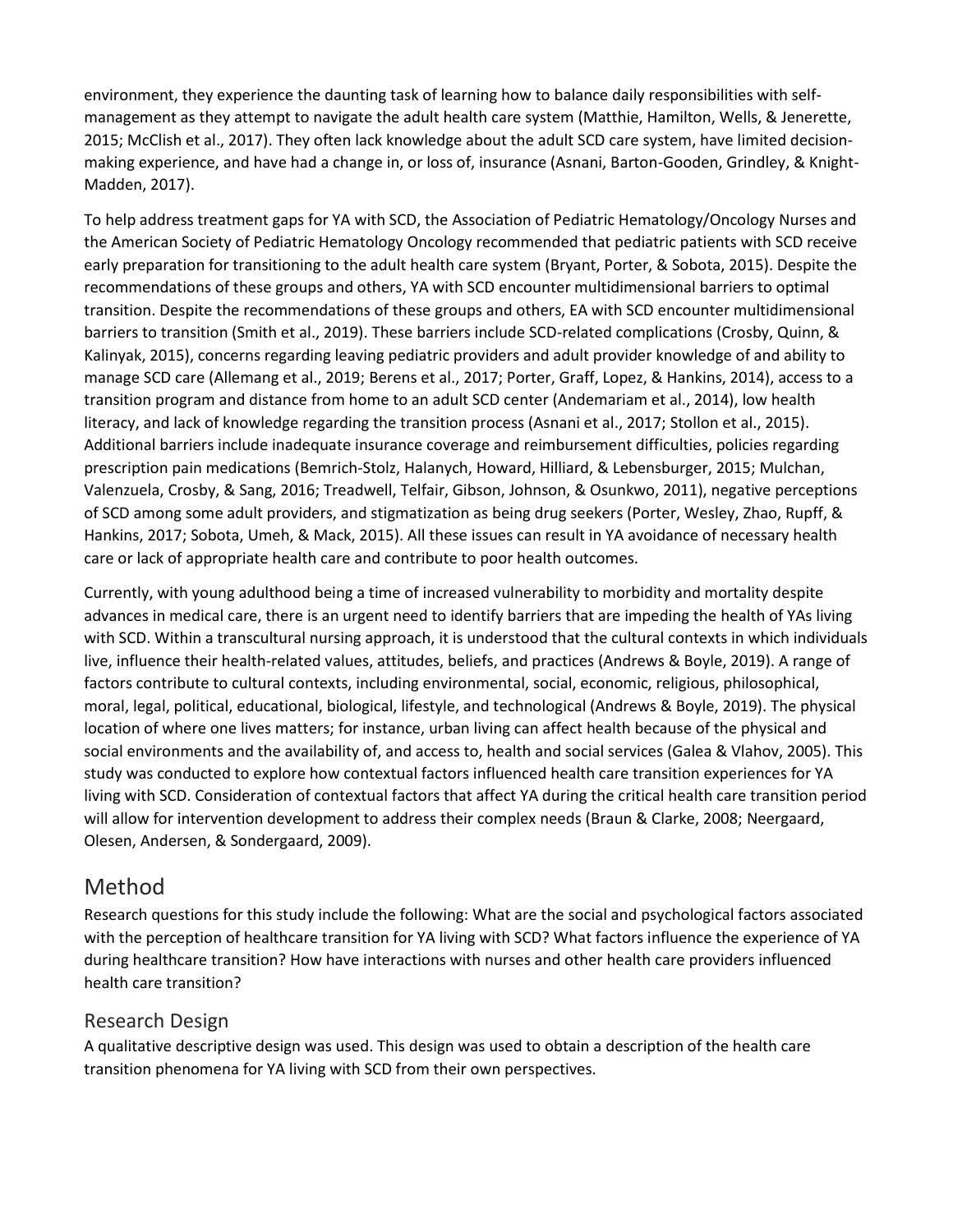environment, they experience the daunting task of learning how to balance daily responsibilities with self-management as they attempt to navigate the adult health care system (Matthie, Hamilton, Wells, & Jenerette, 2015; McClish et al., 2017). They often lack knowledge about the adult SCD care system, have limited decision-making experience, and have had a change in, or loss of, insurance (Asnani, Barton-Gooden, Grindley, & Knight-Madden, 2017).

To help address treatment gaps for YA with SCD, the Association of Pediatric Hematology/Oncology Nurses and the American Society of Pediatric Hematology Oncology recommended that pediatric patients with SCD receive early preparation for transitioning to the adult health care system (Bryant, Porter, & Sobota, 2015). Despite the recommendations of these groups and others, YA with SCD encounter multidimensional barriers to optimal transition. Despite the recommendations of these groups and others, EA with SCD encounter multidimensional barriers to transition (Smith et al., 2019). These barriers include SCD-related complications (Crosby, Quinn, & Kalinyak, 2015), concerns regarding leaving pediatric providers and adult provider knowledge of and ability to manage SCD care (Allemang et al., 2019; Berens et al., 2017; Porter, Graff, Lopez, & Hankins, 2014), access to a transition program and distance from home to an adult SCD center (Andemariam et al., 2014), low health literacy, and lack of knowledge regarding the transition process (Asnani et al., 2017; Stollon et al., 2015). Additional barriers include inadequate insurance coverage and reimbursement difficulties, policies regarding prescription pain medications (Bemrich-Stolz, Halanych, Howard, Hilliard, & Lebensburger, 2015; Mulchan, Valenzuela, Crosby, & Sang, 2016; Treadwell, Telfair, Gibson, Johnson, & Osunkwo, 2011), negative perceptions of SCD among some adult providers, and stigmatization as being drug seekers (Porter, Wesley, Zhao, Rupff, & Hankins, 2017; Sobota, Umeh, & Mack, 2015). All these issues can result in YA avoidance of necessary health care or lack of appropriate health care and contribute to poor health outcomes.

Currently, with young adulthood being a time of increased vulnerability to morbidity and mortality despite advances in medical care, there is an urgent need to identify barriers that are impeding the health of YAs living with SCD. Within a transcultural nursing approach, it is understood that the cultural contexts in which individuals live, influence their health-related values, attitudes, beliefs, and practices (Andrews & Boyle, 2019). A range of factors contribute to cultural contexts, including environmental, social, economic, religious, philosophical, moral, legal, political, educational, biological, lifestyle, and technological (Andrews & Boyle, 2019). The physical location of where one lives matters; for instance, urban living can affect health because of the physical and social environments and the availability of, and access to, health and social services (Galea & Vlahov, 2005). This study was conducted to explore how contextual factors influenced health care transition experiences for YA living with SCD. Consideration of contextual factors that affect YA during the critical health care transition period will allow for intervention development to address their complex needs (Braun & Clarke, 2008; Neergaard, Olesen, Andersen, & Sondergaard, 2009).

## Method

Research questions for this study include the following: What are the social and psychological factors associated with the perception of healthcare transition for YA living with SCD? What factors influence the experience of YA during healthcare transition? How have interactions with nurses and other health care providers influenced health care transition?

### Research Design

A qualitative descriptive design was used. This design was used to obtain a description of the health care transition phenomena for YA living with SCD from their own perspectives.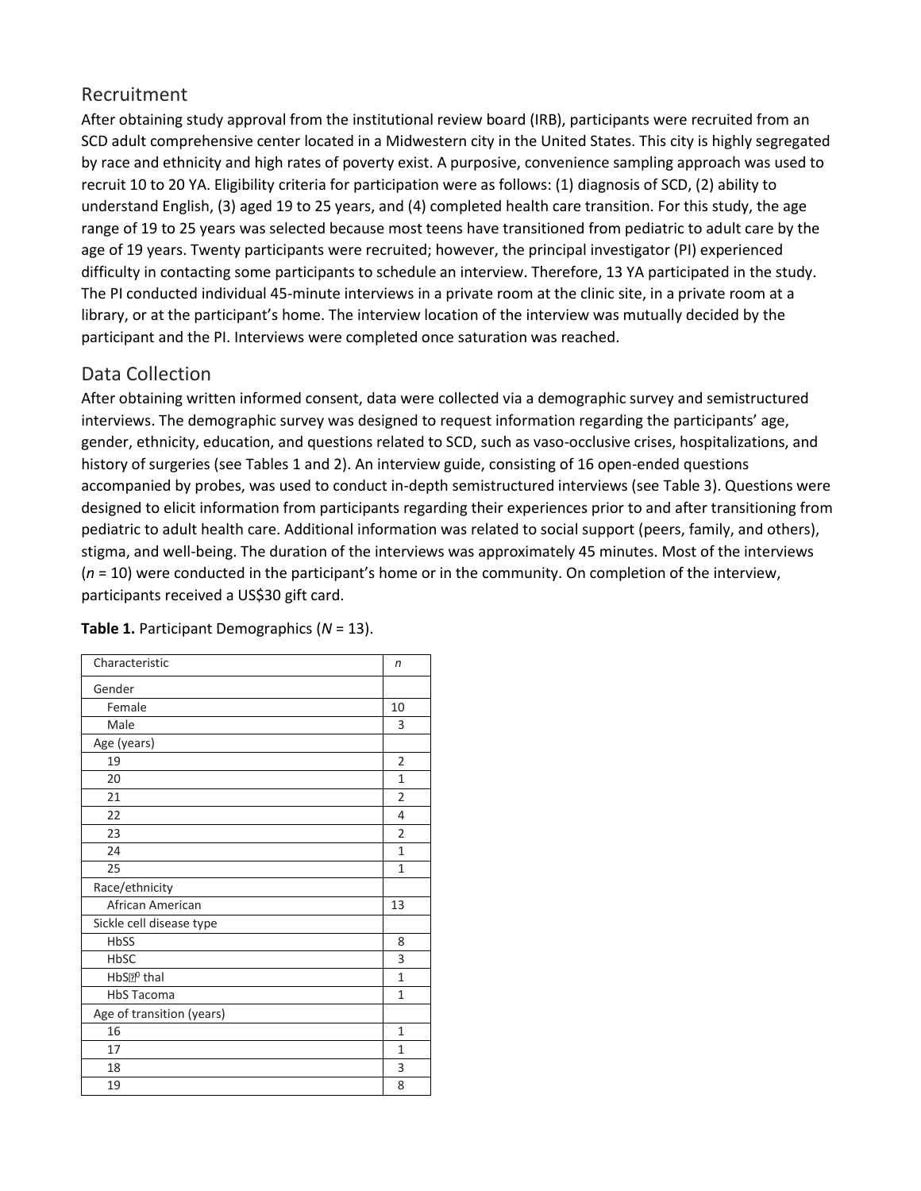## Recruitment

After obtaining study approval from the institutional review board (IRB), participants were recruited from an SCD adult comprehensive center located in a Midwestern city in the United States. This city is highly segregated by race and ethnicity and high rates of poverty exist. A purposive, convenience sampling approach was used to recruit 10 to 20 YA. Eligibility criteria for participation were as follows: (1) diagnosis of SCD, (2) ability to understand English, (3) aged 19 to 25 years, and (4) completed health care transition. For this study, the age range of 19 to 25 years was selected because most teens have transitioned from pediatric to adult care by the age of 19 years. Twenty participants were recruited; however, the principal investigator (PI) experienced difficulty in contacting some participants to schedule an interview. Therefore, 13 YA participated in the study. The PI conducted individual 45-minute interviews in a private room at the clinic site, in a private room at a library, or at the participant's home. The interview location of the interview was mutually decided by the participant and the PI. Interviews were completed once saturation was reached.

## Data Collection

After obtaining written informed consent, data were collected via a demographic survey and semistructured interviews. The demographic survey was designed to request information regarding the participants' age, gender, ethnicity, education, and questions related to SCD, such as vaso-occlusive crises, hospitalizations, and history of surgeries (see Tables 1 and 2). An interview guide, consisting of 16 open-ended questions accompanied by probes, was used to conduct in-depth semistructured interviews (see Table 3). Questions were designed to elicit information from participants regarding their experiences prior to and after transitioning from pediatric to adult health care. Additional information was related to social support (peers, family, and others), stigma, and well-being. The duration of the interviews was approximately 45 minutes. Most of the interviews (*n* = 10) were conducted in the participant's home or in the community. On completion of the interview, participants received a US$30 gift card.

**Table 1.** Participant Demographics (*N* = 13).

| Characteristic | *n* |
|---|---|
| Gender | |
| Female | 10 |
| Male | 3 |
| Age (years) | |
| 19 | 2 |
| 20 | 1 |
| 21 | 2 |
| 22 | 4 |
| 23 | 2 |
| 24 | 1 |
| 25 | 1 |
| Race/ethnicity | |
| African American | 13 |
| Sickle cell disease type | |
| HbSS | 8 |
| HbSC | 3 |
| HbS$\beta^0$ thal | 1 |
| HbS Tacoma | 1 |
| Age of transition (years) | |
| 16 | 1 |
| 17 | 1 |
| 18 | 3 |
| 19 | 8 |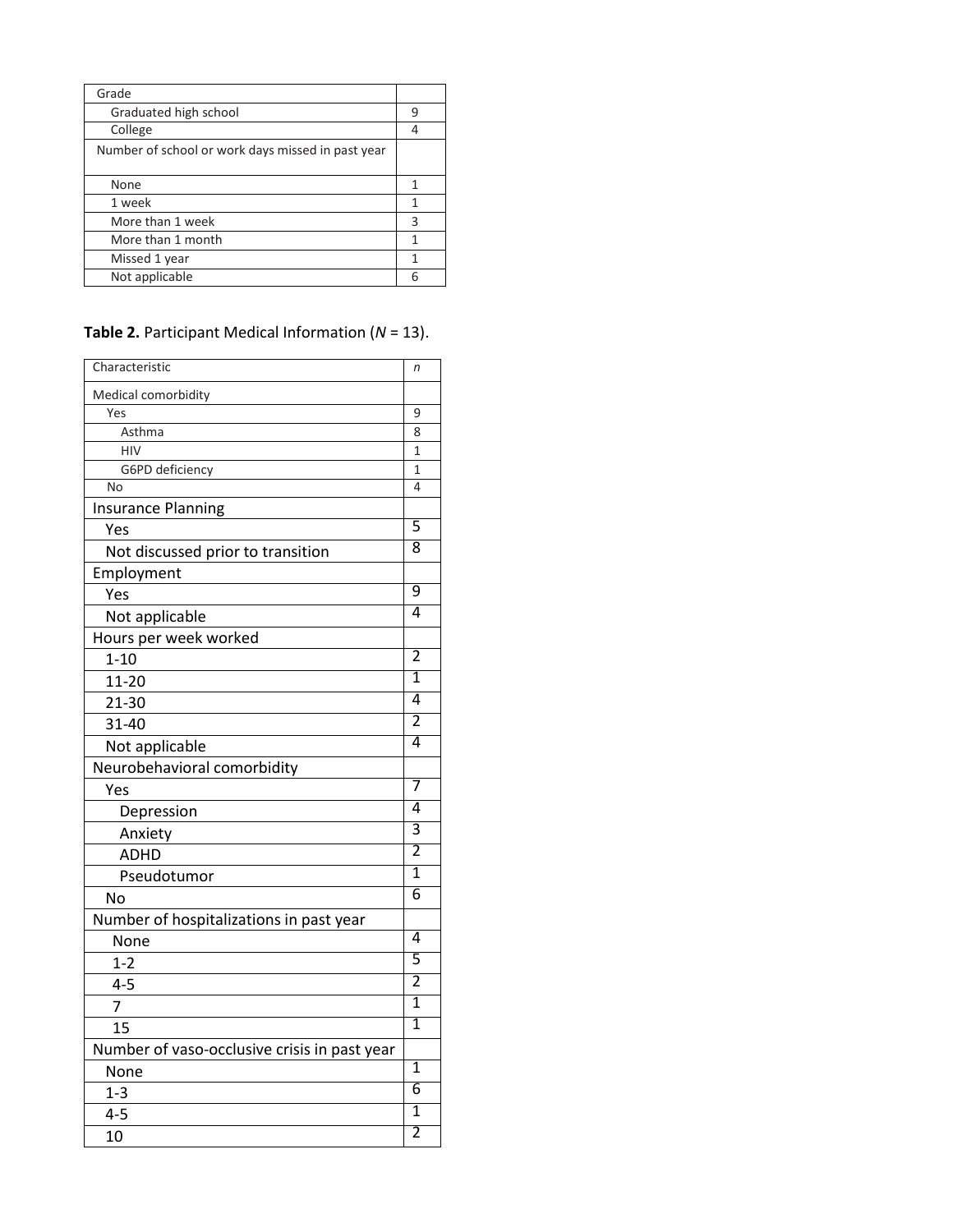| Grade | |
|---|---|
| Graduated high school | 9 |
| College | 4 |
| Number of school or work days missed in past year | |
| None | 1 |
| 1 week | 1 |
| More than 1 week | 3 |
| More than 1 month | 1 |
| Missed 1 year | 1 |
| Not applicable | 6 |

**Table 2.** Participant Medical Information (*N* = 13).

| Characteristic | *n* |
|---|---|
| Medical comorbidity | |
| Yes | 9 |
| Asthma | 8 |
| HIV | 1 |
| G6PD deficiency | 1 |
| No | 4 |
| Insurance Planning | |
| Yes | 5 |
| Not discussed prior to transition | 8 |
| Employment | |
| Yes | 9 |
| Not applicable | 4 |
| Hours per week worked | |
| 1-10 | 2 |
| 11-20 | 1 |
| 21-30 | 4 |
| 31-40 | 2 |
| Not applicable | 4 |
| Neurobehavioral comorbidity | |
| Yes | 7 |
| Depression | 4 |
| Anxiety | 3 |
| ADHD | 2 |
| Pseudotumor | 1 |
| No | 6 |
| Number of hospitalizations in past year | |
| None | 4 |
| 1-2 | 5 |
| 4-5 | 2 |
| 7 | 1 |
| 15 | 1 |
| Number of vaso-occlusive crisis in past year | |
| None | 1 |
| 1-3 | 6 |
| 4-5 | 1 |
| 10 | 2 |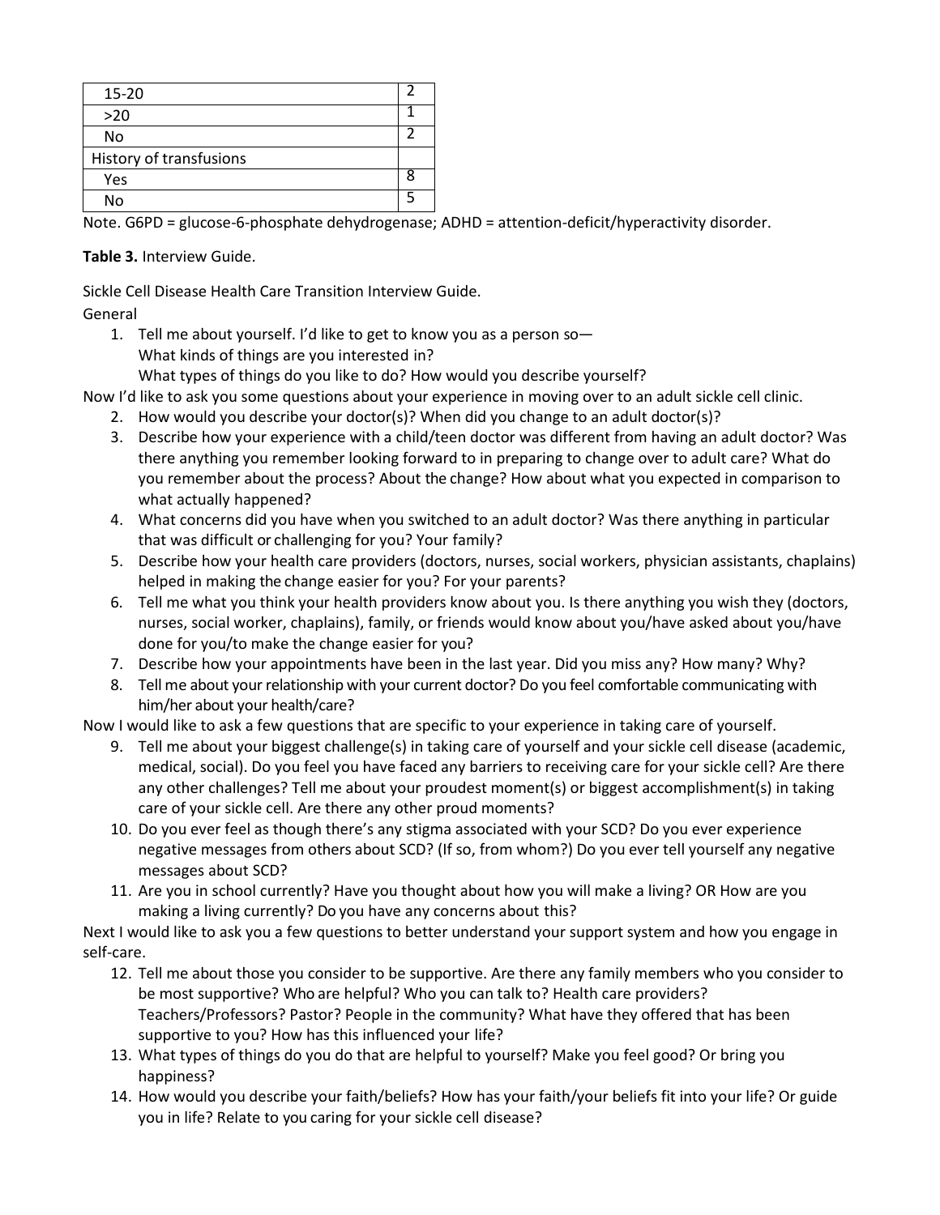| | |
|---|---|
| 15-20 | 2 |
| >20 | 1 |
| No | 2 |
| History of transfusions | |
| Yes | 8 |
| No | 5 |

Note. G6PD = glucose-6-phosphate dehydrogenase; ADHD = attention-deficit/hyperactivity disorder.

**Table 3.** Interview Guide.

Sickle Cell Disease Health Care Transition Interview Guide.

General

1. Tell me about yourself. I'd like to get to know you as a person so—
   What kinds of things are you interested in?
   What types of things do you like to do? How would you describe yourself?

Now I'd like to ask you some questions about your experience in moving over to an adult sickle cell clinic.

2. How would you describe your doctor(s)? When did you change to an adult doctor(s)?
3. Describe how your experience with a child/teen doctor was different from having an adult doctor? Was there anything you remember looking forward to in preparing to change over to adult care? What do you remember about the process? About the change? How about what you expected in comparison to what actually happened?
4. What concerns did you have when you switched to an adult doctor? Was there anything in particular that was difficult or challenging for you? Your family?
5. Describe how your health care providers (doctors, nurses, social workers, physician assistants, chaplains) helped in making the change easier for you? For your parents?
6. Tell me what you think your health providers know about you. Is there anything you wish they (doctors, nurses, social worker, chaplains), family, or friends would know about you/have asked about you/have done for you/to make the change easier for you?
7. Describe how your appointments have been in the last year. Did you miss any? How many? Why?
8. Tell me about your relationship with your current doctor? Do you feel comfortable communicating with him/her about your health/care?

Now I would like to ask a few questions that are specific to your experience in taking care of yourself.

9. Tell me about your biggest challenge(s) in taking care of yourself and your sickle cell disease (academic, medical, social). Do you feel you have faced any barriers to receiving care for your sickle cell? Are there any other challenges? Tell me about your proudest moment(s) or biggest accomplishment(s) in taking care of your sickle cell. Are there any other proud moments?
10. Do you ever feel as though there's any stigma associated with your SCD? Do you ever experience negative messages from others about SCD? (If so, from whom?) Do you ever tell yourself any negative messages about SCD?
11. Are you in school currently? Have you thought about how you will make a living? OR How are you making a living currently? Do you have any concerns about this?

Next I would like to ask you a few questions to better understand your support system and how you engage in self-care.

12. Tell me about those you consider to be supportive. Are there any family members who you consider to be most supportive? Who are helpful? Who you can talk to? Health care providers? Teachers/Professors? Pastor? People in the community? What have they offered that has been supportive to you? How has this influenced your life?
13. What types of things do you do that are helpful to yourself? Make you feel good? Or bring you happiness?
14. How would you describe your faith/beliefs? How has your faith/your beliefs fit into your life? Or guide you in life? Relate to you caring for your sickle cell disease?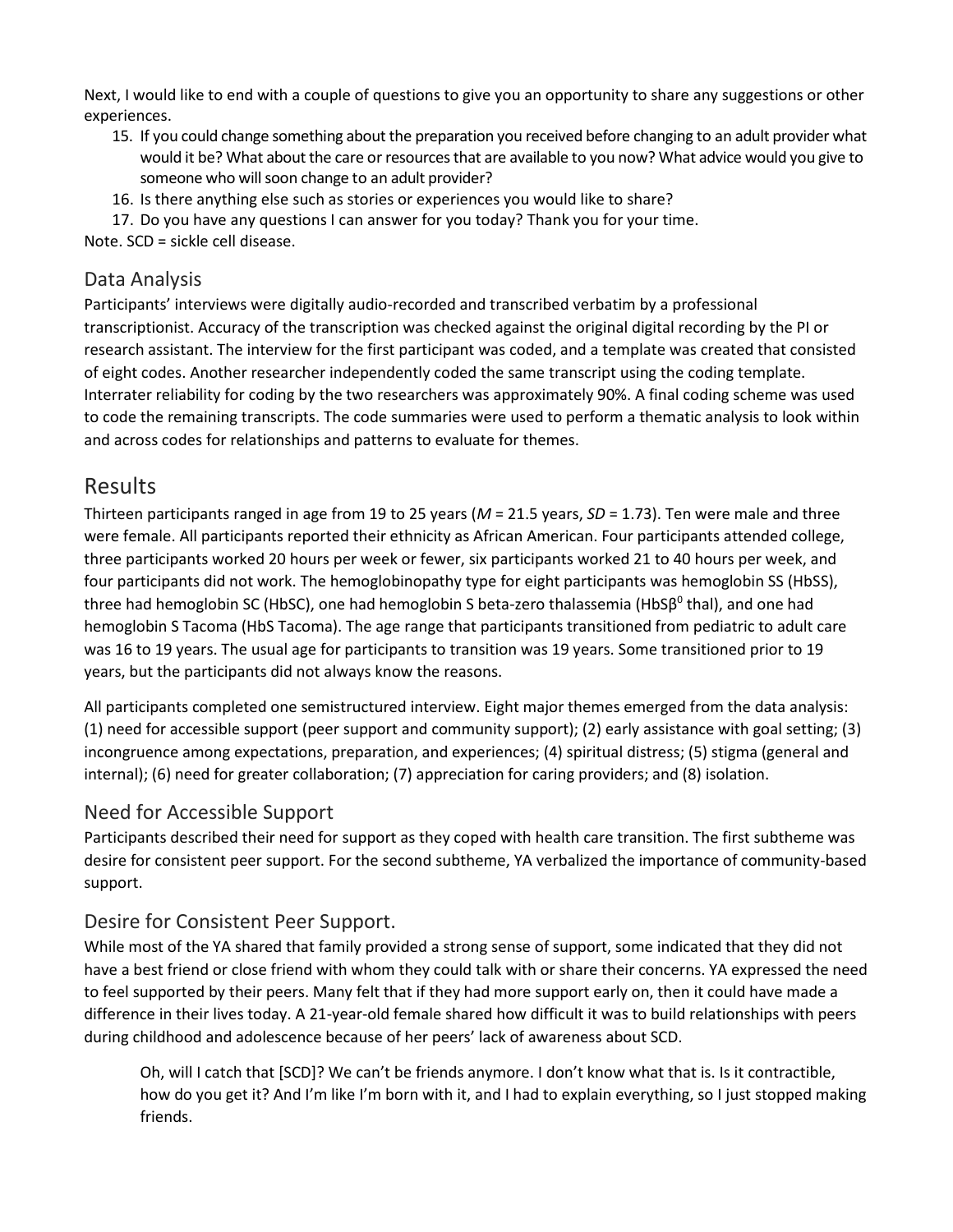Next, I would like to end with a couple of questions to give you an opportunity to share any suggestions or other experiences.

15. If you could change something about the preparation you received before changing to an adult provider what would it be? What about the care or resources that are available to you now? What advice would you give to someone who will soon change to an adult provider?
16. Is there anything else such as stories or experiences you would like to share?
17. Do you have any questions I can answer for you today? Thank you for your time.

Note. SCD = sickle cell disease.

## Data Analysis

Participants' interviews were digitally audio-recorded and transcribed verbatim by a professional transcriptionist. Accuracy of the transcription was checked against the original digital recording by the PI or research assistant. The interview for the first participant was coded, and a template was created that consisted of eight codes. Another researcher independently coded the same transcript using the coding template. Interrater reliability for coding by the two researchers was approximately 90%. A final coding scheme was used to code the remaining transcripts. The code summaries were used to perform a thematic analysis to look within and across codes for relationships and patterns to evaluate for themes.

# Results

Thirteen participants ranged in age from 19 to 25 years ($M$ = 21.5 years, $SD$ = 1.73). Ten were male and three were female. All participants reported their ethnicity as African American. Four participants attended college, three participants worked 20 hours per week or fewer, six participants worked 21 to 40 hours per week, and four participants did not work. The hemoglobinopathy type for eight participants was hemoglobin SS (HbSS), three had hemoglobin SC (HbSC), one had hemoglobin S beta-zero thalassemia (HbS$\beta^0$ thal), and one had hemoglobin S Tacoma (HbS Tacoma). The age range that participants transitioned from pediatric to adult care was 16 to 19 years. The usual age for participants to transition was 19 years. Some transitioned prior to 19 years, but the participants did not always know the reasons.

All participants completed one semistructured interview. Eight major themes emerged from the data analysis: (1) need for accessible support (peer support and community support); (2) early assistance with goal setting; (3) incongruence among expectations, preparation, and experiences; (4) spiritual distress; (5) stigma (general and internal); (6) need for greater collaboration; (7) appreciation for caring providers; and (8) isolation.

## Need for Accessible Support

Participants described their need for support as they coped with health care transition. The first subtheme was desire for consistent peer support. For the second subtheme, YA verbalized the importance of community-based support.

### Desire for Consistent Peer Support.

While most of the YA shared that family provided a strong sense of support, some indicated that they did not have a best friend or close friend with whom they could talk with or share their concerns. YA expressed the need to feel supported by their peers. Many felt that if they had more support early on, then it could have made a difference in their lives today. A 21-year-old female shared how difficult it was to build relationships with peers during childhood and adolescence because of her peers' lack of awareness about SCD.

> Oh, will I catch that [SCD]? We can't be friends anymore. I don't know what that is. Is it contractible, how do you get it? And I'm like I'm born with it, and I had to explain everything, so I just stopped making friends.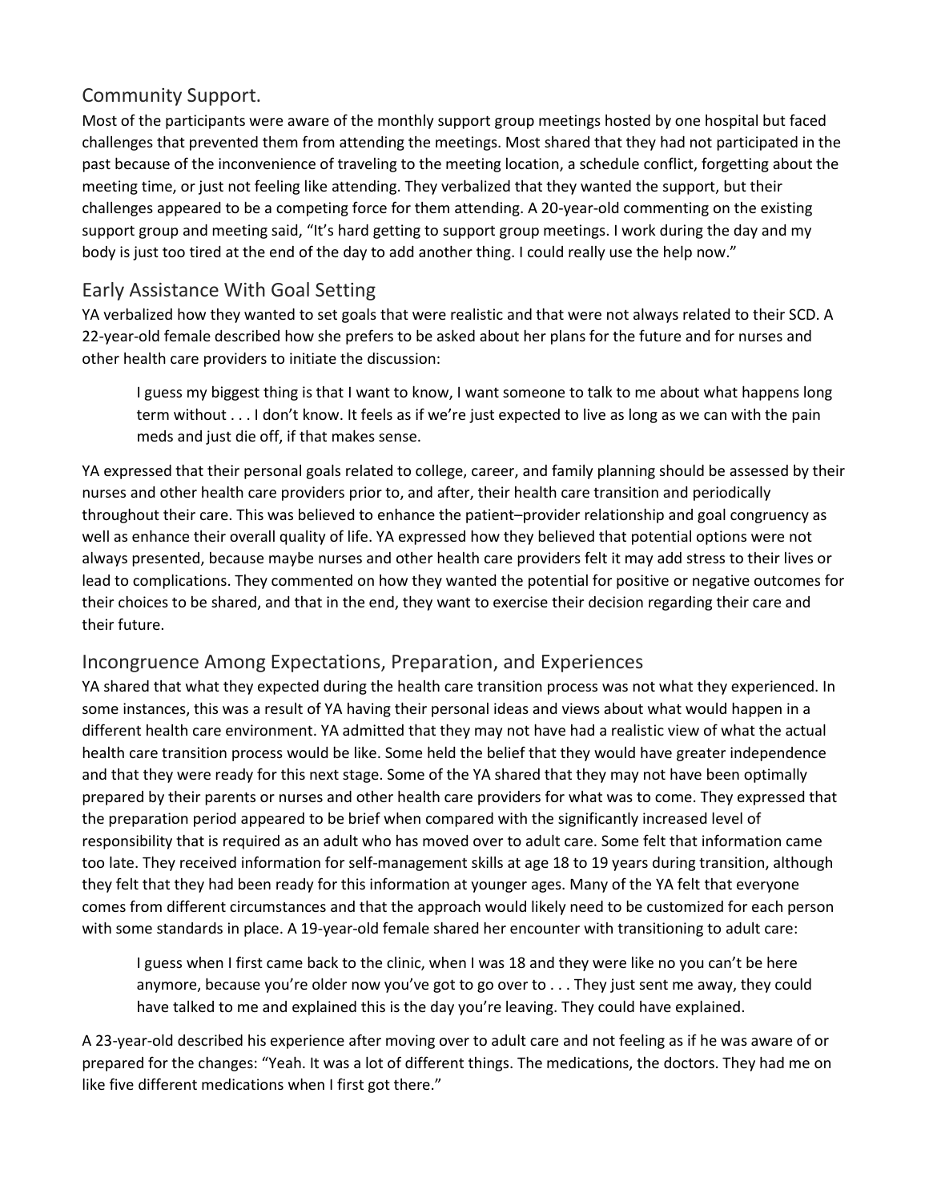## Community Support.

Most of the participants were aware of the monthly support group meetings hosted by one hospital but faced challenges that prevented them from attending the meetings. Most shared that they had not participated in the past because of the inconvenience of traveling to the meeting location, a schedule conflict, forgetting about the meeting time, or just not feeling like attending. They verbalized that they wanted the support, but their challenges appeared to be a competing force for them attending. A 20-year-old commenting on the existing support group and meeting said, "It's hard getting to support group meetings. I work during the day and my body is just too tired at the end of the day to add another thing. I could really use the help now."

## Early Assistance With Goal Setting

YA verbalized how they wanted to set goals that were realistic and that were not always related to their SCD. A 22-year-old female described how she prefers to be asked about her plans for the future and for nurses and other health care providers to initiate the discussion:

> I guess my biggest thing is that I want to know, I want someone to talk to me about what happens long term without . . . I don't know. It feels as if we're just expected to live as long as we can with the pain meds and just die off, if that makes sense.

YA expressed that their personal goals related to college, career, and family planning should be assessed by their nurses and other health care providers prior to, and after, their health care transition and periodically throughout their care. This was believed to enhance the patient–provider relationship and goal congruency as well as enhance their overall quality of life. YA expressed how they believed that potential options were not always presented, because maybe nurses and other health care providers felt it may add stress to their lives or lead to complications. They commented on how they wanted the potential for positive or negative outcomes for their choices to be shared, and that in the end, they want to exercise their decision regarding their care and their future.

## Incongruence Among Expectations, Preparation, and Experiences

YA shared that what they expected during the health care transition process was not what they experienced. In some instances, this was a result of YA having their personal ideas and views about what would happen in a different health care environment. YA admitted that they may not have had a realistic view of what the actual health care transition process would be like. Some held the belief that they would have greater independence and that they were ready for this next stage. Some of the YA shared that they may not have been optimally prepared by their parents or nurses and other health care providers for what was to come. They expressed that the preparation period appeared to be brief when compared with the significantly increased level of responsibility that is required as an adult who has moved over to adult care. Some felt that information came too late. They received information for self-management skills at age 18 to 19 years during transition, although they felt that they had been ready for this information at younger ages. Many of the YA felt that everyone comes from different circumstances and that the approach would likely need to be customized for each person with some standards in place. A 19-year-old female shared her encounter with transitioning to adult care:

> I guess when I first came back to the clinic, when I was 18 and they were like no you can't be here anymore, because you're older now you've got to go over to . . . They just sent me away, they could have talked to me and explained this is the day you're leaving. They could have explained.

A 23-year-old described his experience after moving over to adult care and not feeling as if he was aware of or prepared for the changes: "Yeah. It was a lot of different things. The medications, the doctors. They had me on like five different medications when I first got there."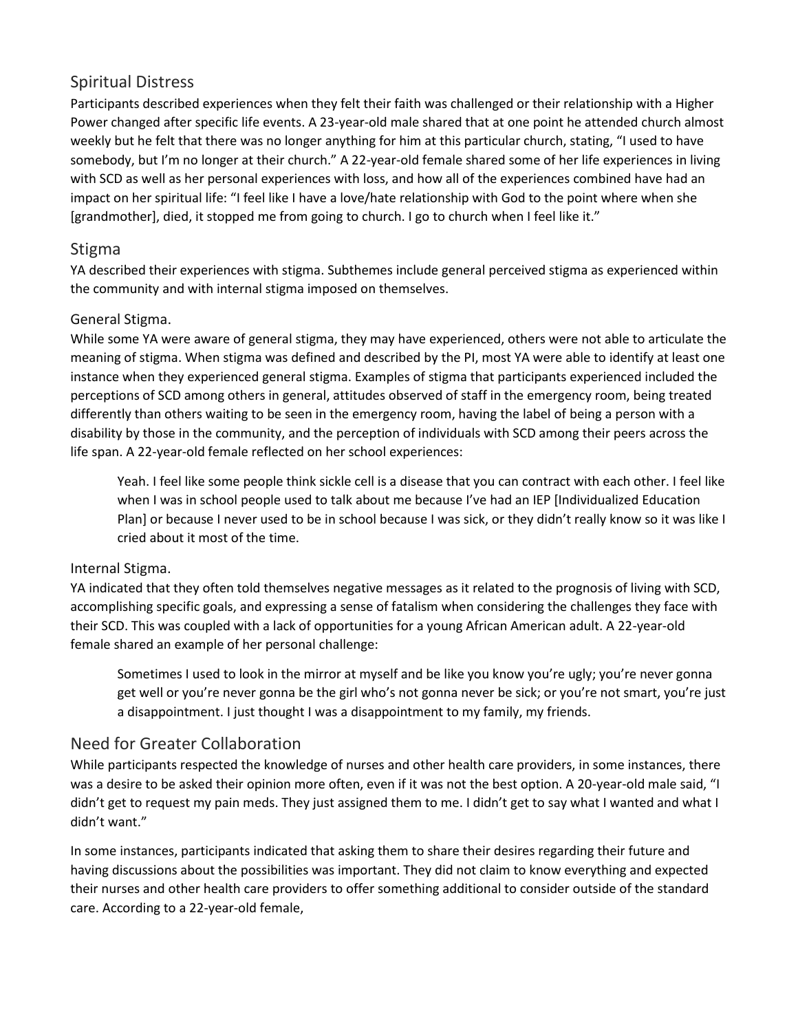## Spiritual Distress

Participants described experiences when they felt their faith was challenged or their relationship with a Higher Power changed after specific life events. A 23-year-old male shared that at one point he attended church almost weekly but he felt that there was no longer anything for him at this particular church, stating, "I used to have somebody, but I'm no longer at their church." A 22-year-old female shared some of her life experiences in living with SCD as well as her personal experiences with loss, and how all of the experiences combined have had an impact on her spiritual life: "I feel like I have a love/hate relationship with God to the point where when she [grandmother], died, it stopped me from going to church. I go to church when I feel like it."

## Stigma

YA described their experiences with stigma. Subthemes include general perceived stigma as experienced within the community and with internal stigma imposed on themselves.

### General Stigma.

While some YA were aware of general stigma, they may have experienced, others were not able to articulate the meaning of stigma. When stigma was defined and described by the PI, most YA were able to identify at least one instance when they experienced general stigma. Examples of stigma that participants experienced included the perceptions of SCD among others in general, attitudes observed of staff in the emergency room, being treated differently than others waiting to be seen in the emergency room, having the label of being a person with a disability by those in the community, and the perception of individuals with SCD among their peers across the life span. A 22-year-old female reflected on her school experiences:

> Yeah. I feel like some people think sickle cell is a disease that you can contract with each other. I feel like when I was in school people used to talk about me because I've had an IEP [Individualized Education Plan] or because I never used to be in school because I was sick, or they didn't really know so it was like I cried about it most of the time.

### Internal Stigma.

YA indicated that they often told themselves negative messages as it related to the prognosis of living with SCD, accomplishing specific goals, and expressing a sense of fatalism when considering the challenges they face with their SCD. This was coupled with a lack of opportunities for a young African American adult. A 22-year-old female shared an example of her personal challenge:

> Sometimes I used to look in the mirror at myself and be like you know you're ugly; you're never gonna get well or you're never gonna be the girl who's not gonna never be sick; or you're not smart, you're just a disappointment. I just thought I was a disappointment to my family, my friends.

## Need for Greater Collaboration

While participants respected the knowledge of nurses and other health care providers, in some instances, there was a desire to be asked their opinion more often, even if it was not the best option. A 20-year-old male said, "I didn't get to request my pain meds. They just assigned them to me. I didn't get to say what I wanted and what I didn't want."

In some instances, participants indicated that asking them to share their desires regarding their future and having discussions about the possibilities was important. They did not claim to know everything and expected their nurses and other health care providers to offer something additional to consider outside of the standard care. According to a 22-year-old female,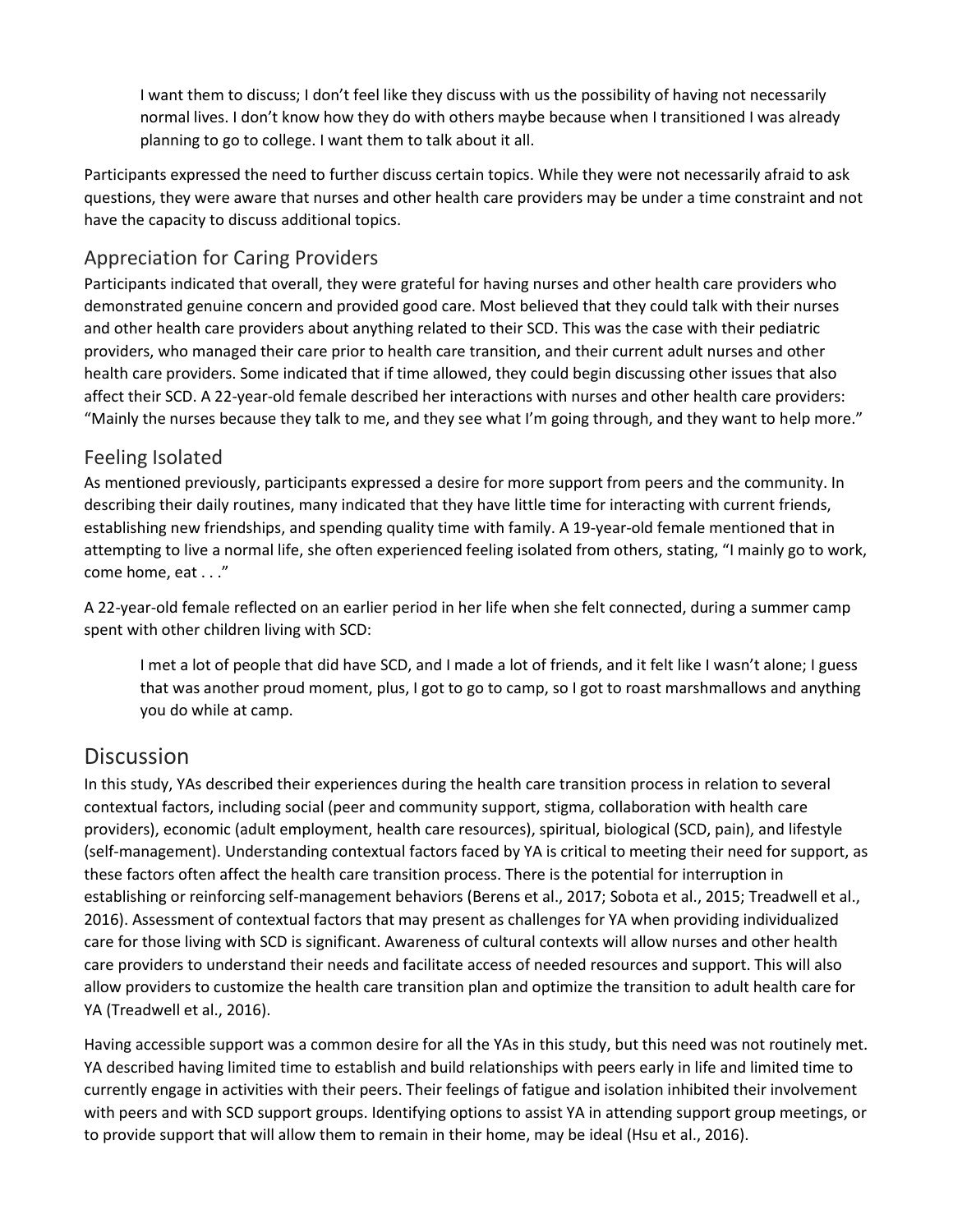> I want them to discuss; I don't feel like they discuss with us the possibility of having not necessarily normal lives. I don't know how they do with others maybe because when I transitioned I was already planning to go to college. I want them to talk about it all.

Participants expressed the need to further discuss certain topics. While they were not necessarily afraid to ask questions, they were aware that nurses and other health care providers may be under a time constraint and not have the capacity to discuss additional topics.

### Appreciation for Caring Providers

Participants indicated that overall, they were grateful for having nurses and other health care providers who demonstrated genuine concern and provided good care. Most believed that they could talk with their nurses and other health care providers about anything related to their SCD. This was the case with their pediatric providers, who managed their care prior to health care transition, and their current adult nurses and other health care providers. Some indicated that if time allowed, they could begin discussing other issues that also affect their SCD. A 22-year-old female described her interactions with nurses and other health care providers: "Mainly the nurses because they talk to me, and they see what I'm going through, and they want to help more."

### Feeling Isolated

As mentioned previously, participants expressed a desire for more support from peers and the community. In describing their daily routines, many indicated that they have little time for interacting with current friends, establishing new friendships, and spending quality time with family. A 19-year-old female mentioned that in attempting to live a normal life, she often experienced feeling isolated from others, stating, "I mainly go to work, come home, eat . . ."

A 22-year-old female reflected on an earlier period in her life when she felt connected, during a summer camp spent with other children living with SCD:

> I met a lot of people that did have SCD, and I made a lot of friends, and it felt like I wasn't alone; I guess that was another proud moment, plus, I got to go to camp, so I got to roast marshmallows and anything you do while at camp.

## Discussion

In this study, YAs described their experiences during the health care transition process in relation to several contextual factors, including social (peer and community support, stigma, collaboration with health care providers), economic (adult employment, health care resources), spiritual, biological (SCD, pain), and lifestyle (self-management). Understanding contextual factors faced by YA is critical to meeting their need for support, as these factors often affect the health care transition process. There is the potential for interruption in establishing or reinforcing self-management behaviors (Berens et al., 2017; Sobota et al., 2015; Treadwell et al., 2016). Assessment of contextual factors that may present as challenges for YA when providing individualized care for those living with SCD is significant. Awareness of cultural contexts will allow nurses and other health care providers to understand their needs and facilitate access of needed resources and support. This will also allow providers to customize the health care transition plan and optimize the transition to adult health care for YA (Treadwell et al., 2016).

Having accessible support was a common desire for all the YAs in this study, but this need was not routinely met. YA described having limited time to establish and build relationships with peers early in life and limited time to currently engage in activities with their peers. Their feelings of fatigue and isolation inhibited their involvement with peers and with SCD support groups. Identifying options to assist YA in attending support group meetings, or to provide support that will allow them to remain in their home, may be ideal (Hsu et al., 2016).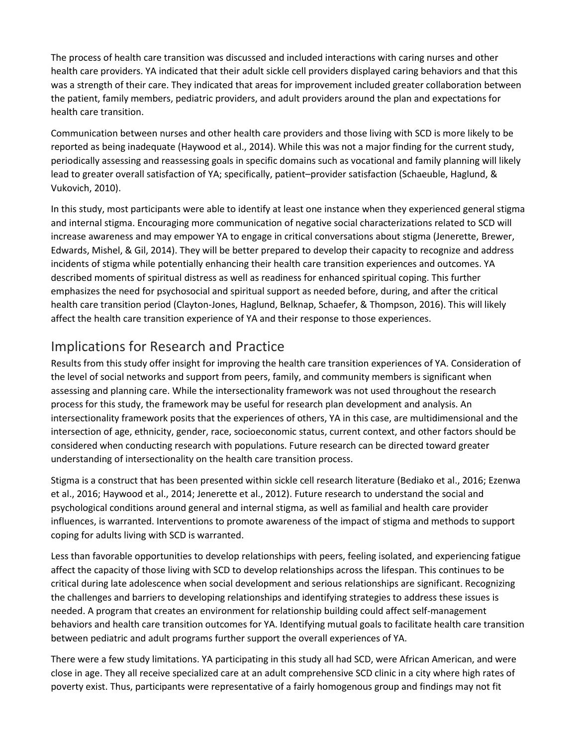The process of health care transition was discussed and included interactions with caring nurses and other health care providers. YA indicated that their adult sickle cell providers displayed caring behaviors and that this was a strength of their care. They indicated that areas for improvement included greater collaboration between the patient, family members, pediatric providers, and adult providers around the plan and expectations for health care transition.

Communication between nurses and other health care providers and those living with SCD is more likely to be reported as being inadequate (Haywood et al., 2014). While this was not a major finding for the current study, periodically assessing and reassessing goals in specific domains such as vocational and family planning will likely lead to greater overall satisfaction of YA; specifically, patient–provider satisfaction (Schaeuble, Haglund, & Vukovich, 2010).

In this study, most participants were able to identify at least one instance when they experienced general stigma and internal stigma. Encouraging more communication of negative social characterizations related to SCD will increase awareness and may empower YA to engage in critical conversations about stigma (Jenerette, Brewer, Edwards, Mishel, & Gil, 2014). They will be better prepared to develop their capacity to recognize and address incidents of stigma while potentially enhancing their health care transition experiences and outcomes. YA described moments of spiritual distress as well as readiness for enhanced spiritual coping. This further emphasizes the need for psychosocial and spiritual support as needed before, during, and after the critical health care transition period (Clayton-Jones, Haglund, Belknap, Schaefer, & Thompson, 2016). This will likely affect the health care transition experience of YA and their response to those experiences.

## Implications for Research and Practice

Results from this study offer insight for improving the health care transition experiences of YA. Consideration of the level of social networks and support from peers, family, and community members is significant when assessing and planning care. While the intersectionality framework was not used throughout the research process for this study, the framework may be useful for research plan development and analysis. An intersectionality framework posits that the experiences of others, YA in this case, are multidimensional and the intersection of age, ethnicity, gender, race, socioeconomic status, current context, and other factors should be considered when conducting research with populations. Future research can be directed toward greater understanding of intersectionality on the health care transition process.

Stigma is a construct that has been presented within sickle cell research literature (Bediako et al., 2016; Ezenwa et al., 2016; Haywood et al., 2014; Jenerette et al., 2012). Future research to understand the social and psychological conditions around general and internal stigma, as well as familial and health care provider influences, is warranted. Interventions to promote awareness of the impact of stigma and methods to support coping for adults living with SCD is warranted.

Less than favorable opportunities to develop relationships with peers, feeling isolated, and experiencing fatigue affect the capacity of those living with SCD to develop relationships across the lifespan. This continues to be critical during late adolescence when social development and serious relationships are significant. Recognizing the challenges and barriers to developing relationships and identifying strategies to address these issues is needed. A program that creates an environment for relationship building could affect self-management behaviors and health care transition outcomes for YA. Identifying mutual goals to facilitate health care transition between pediatric and adult programs further support the overall experiences of YA.

There were a few study limitations. YA participating in this study all had SCD, were African American, and were close in age. They all receive specialized care at an adult comprehensive SCD clinic in a city where high rates of poverty exist. Thus, participants were representative of a fairly homogenous group and findings may not fit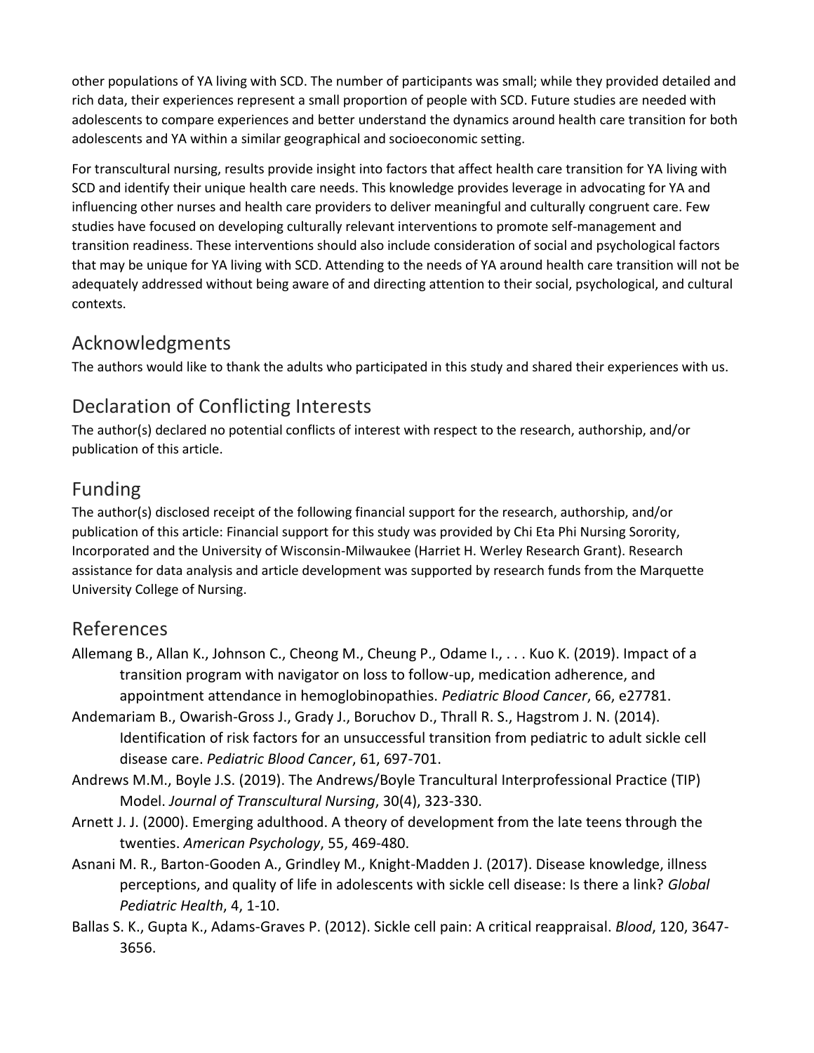other populations of YA living with SCD. The number of participants was small; while they provided detailed and rich data, their experiences represent a small proportion of people with SCD. Future studies are needed with adolescents to compare experiences and better understand the dynamics around health care transition for both adolescents and YA within a similar geographical and socioeconomic setting.

For transcultural nursing, results provide insight into factors that affect health care transition for YA living with SCD and identify their unique health care needs. This knowledge provides leverage in advocating for YA and influencing other nurses and health care providers to deliver meaningful and culturally congruent care. Few studies have focused on developing culturally relevant interventions to promote self-management and transition readiness. These interventions should also include consideration of social and psychological factors that may be unique for YA living with SCD. Attending to the needs of YA around health care transition will not be adequately addressed without being aware of and directing attention to their social, psychological, and cultural contexts.

## Acknowledgments

The authors would like to thank the adults who participated in this study and shared their experiences with us.

## Declaration of Conflicting Interests

The author(s) declared no potential conflicts of interest with respect to the research, authorship, and/or publication of this article.

## Funding

The author(s) disclosed receipt of the following financial support for the research, authorship, and/or publication of this article: Financial support for this study was provided by Chi Eta Phi Nursing Sorority, Incorporated and the University of Wisconsin-Milwaukee (Harriet H. Werley Research Grant). Research assistance for data analysis and article development was supported by research funds from the Marquette University College of Nursing.

## References

Allemang B., Allan K., Johnson C., Cheong M., Cheung P., Odame I., . . . Kuo K. (2019). Impact of a transition program with navigator on loss to follow-up, medication adherence, and appointment attendance in hemoglobinopathies. *Pediatric Blood Cancer*, 66, e27781.

Andemariam B., Owarish-Gross J., Grady J., Boruchov D., Thrall R. S., Hagstrom J. N. (2014). Identification of risk factors for an unsuccessful transition from pediatric to adult sickle cell disease care. *Pediatric Blood Cancer*, 61, 697-701.

Andrews M.M., Boyle J.S. (2019). The Andrews/Boyle Trancultural Interprofessional Practice (TIP) Model. *Journal of Transcultural Nursing*, 30(4), 323-330.

Arnett J. J. (2000). Emerging adulthood. A theory of development from the late teens through the twenties. *American Psychology*, 55, 469-480.

Asnani M. R., Barton-Gooden A., Grindley M., Knight-Madden J. (2017). Disease knowledge, illness perceptions, and quality of life in adolescents with sickle cell disease: Is there a link? *Global Pediatric Health*, 4, 1-10.

Ballas S. K., Gupta K., Adams-Graves P. (2012). Sickle cell pain: A critical reappraisal. *Blood*, 120, 3647-3656.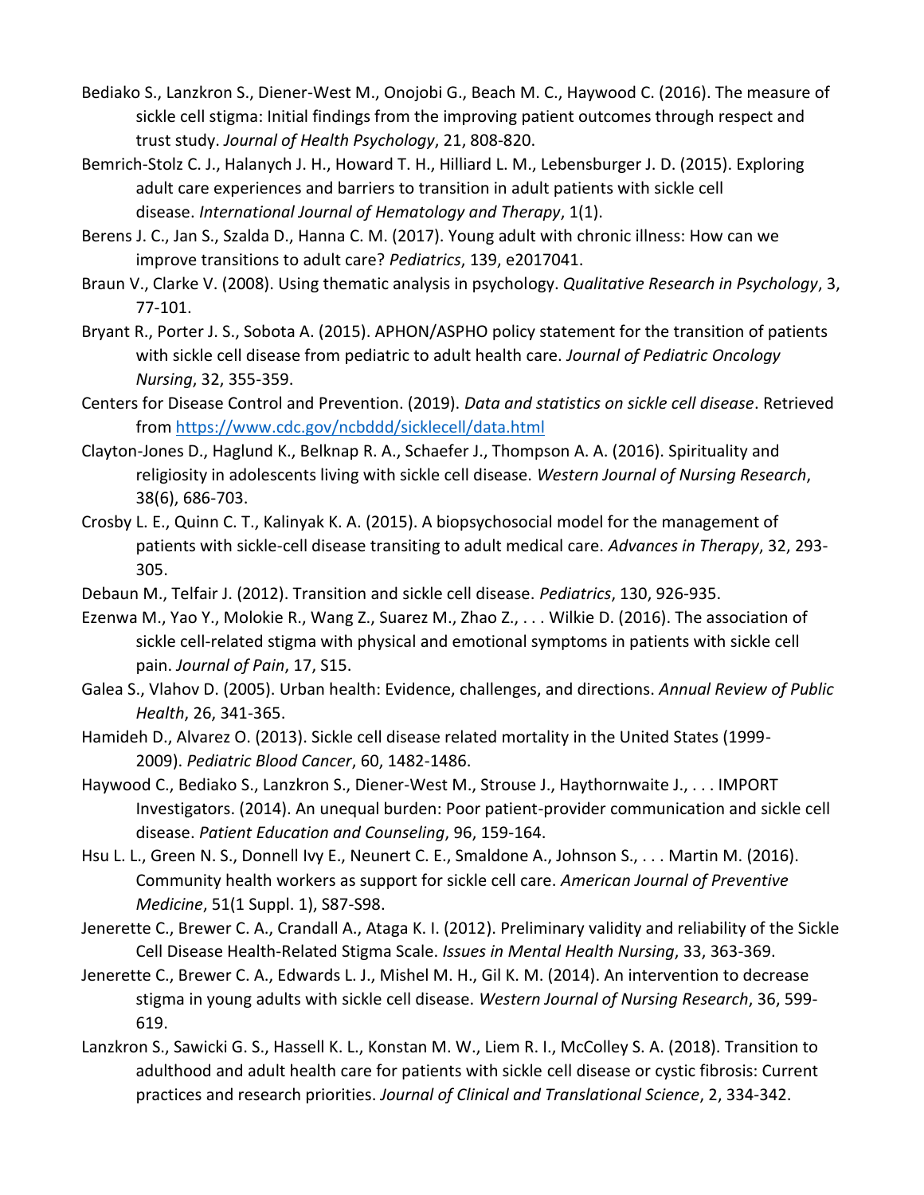Bediako S., Lanzkron S., Diener-West M., Onojobi G., Beach M. C., Haywood C. (2016). The measure of sickle cell stigma: Initial findings from the improving patient outcomes through respect and trust study. *Journal of Health Psychology*, 21, 808-820.

Bemrich-Stolz C. J., Halanych J. H., Howard T. H., Hilliard L. M., Lebensburger J. D. (2015). Exploring adult care experiences and barriers to transition in adult patients with sickle cell disease. *International Journal of Hematology and Therapy*, 1(1).

Berens J. C., Jan S., Szalda D., Hanna C. M. (2017). Young adult with chronic illness: How can we improve transitions to adult care? *Pediatrics*, 139, e2017041.

Braun V., Clarke V. (2008). Using thematic analysis in psychology. *Qualitative Research in Psychology*, 3, 77-101.

Bryant R., Porter J. S., Sobota A. (2015). APHON/ASPHO policy statement for the transition of patients with sickle cell disease from pediatric to adult health care. *Journal of Pediatric Oncology Nursing*, 32, 355-359.

Centers for Disease Control and Prevention. (2019). *Data and statistics on sickle cell disease*. Retrieved from https://www.cdc.gov/ncbddd/sicklecell/data.html

Clayton-Jones D., Haglund K., Belknap R. A., Schaefer J., Thompson A. A. (2016). Spirituality and religiosity in adolescents living with sickle cell disease. *Western Journal of Nursing Research*, 38(6), 686-703.

Crosby L. E., Quinn C. T., Kalinyak K. A. (2015). A biopsychosocial model for the management of patients with sickle-cell disease transiting to adult medical care. *Advances in Therapy*, 32, 293-305.

Debaun M., Telfair J. (2012). Transition and sickle cell disease. *Pediatrics*, 130, 926-935.

Ezenwa M., Yao Y., Molokie R., Wang Z., Suarez M., Zhao Z., . . . Wilkie D. (2016). The association of sickle cell-related stigma with physical and emotional symptoms in patients with sickle cell pain. *Journal of Pain*, 17, S15.

Galea S., Vlahov D. (2005). Urban health: Evidence, challenges, and directions. *Annual Review of Public Health*, 26, 341-365.

Hamideh D., Alvarez O. (2013). Sickle cell disease related mortality in the United States (1999-2009). *Pediatric Blood Cancer*, 60, 1482-1486.

Haywood C., Bediako S., Lanzkron S., Diener-West M., Strouse J., Haythornwaite J., . . . IMPORT Investigators. (2014). An unequal burden: Poor patient-provider communication and sickle cell disease. *Patient Education and Counseling*, 96, 159-164.

Hsu L. L., Green N. S., Donnell Ivy E., Neunert C. E., Smaldone A., Johnson S., . . . Martin M. (2016). Community health workers as support for sickle cell care. *American Journal of Preventive Medicine*, 51(1 Suppl. 1), S87-S98.

Jenerette C., Brewer C. A., Crandall A., Ataga K. I. (2012). Preliminary validity and reliability of the Sickle Cell Disease Health-Related Stigma Scale. *Issues in Mental Health Nursing*, 33, 363-369.

Jenerette C., Brewer C. A., Edwards L. J., Mishel M. H., Gil K. M. (2014). An intervention to decrease stigma in young adults with sickle cell disease. *Western Journal of Nursing Research*, 36, 599-619.

Lanzkron S., Sawicki G. S., Hassell K. L., Konstan M. W., Liem R. I., McColley S. A. (2018). Transition to adulthood and adult health care for patients with sickle cell disease or cystic fibrosis: Current practices and research priorities. *Journal of Clinical and Translational Science*, 2, 334-342.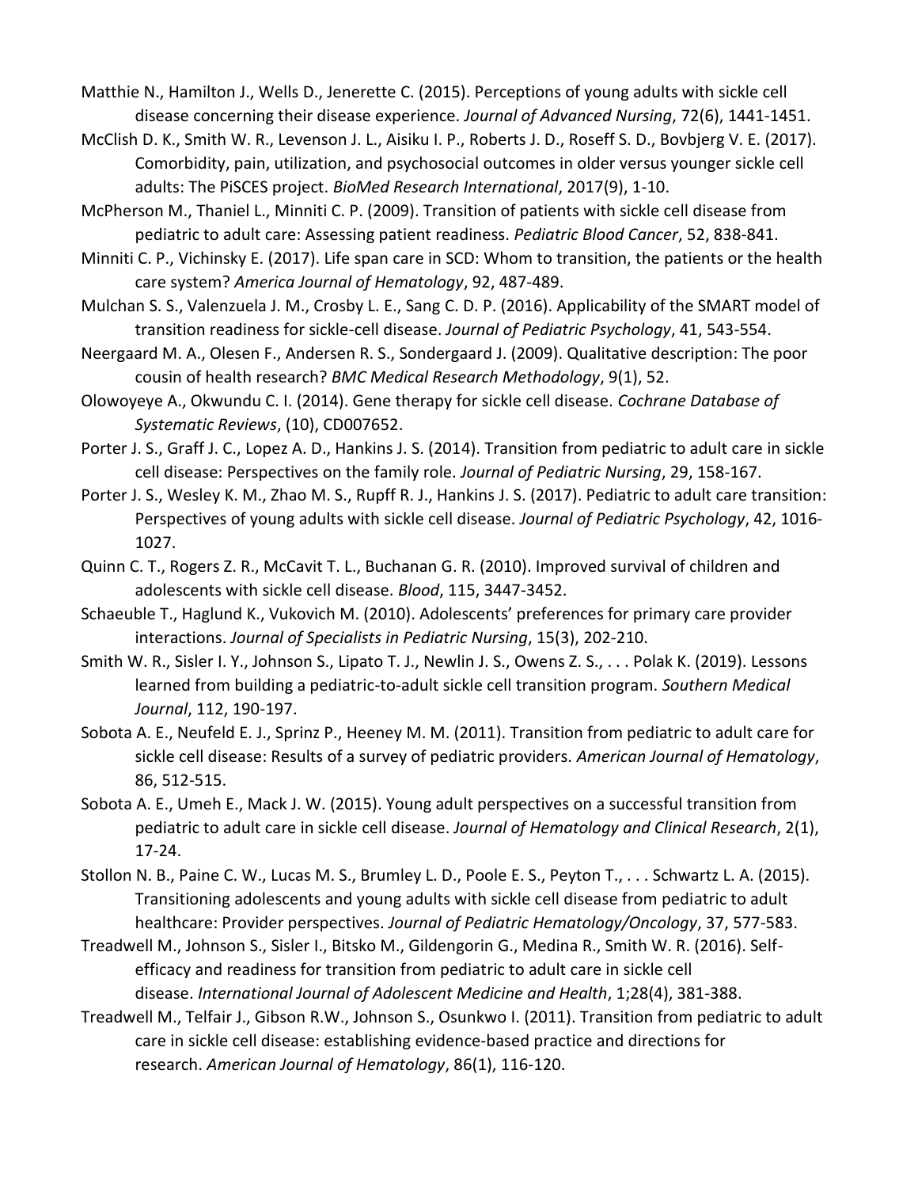Matthie N., Hamilton J., Wells D., Jenerette C. (2015). Perceptions of young adults with sickle cell disease concerning their disease experience. *Journal of Advanced Nursing*, 72(6), 1441-1451.

McClish D. K., Smith W. R., Levenson J. L., Aisiku I. P., Roberts J. D., Roseff S. D., Bovbjerg V. E. (2017). Comorbidity, pain, utilization, and psychosocial outcomes in older versus younger sickle cell adults: The PiSCES project. *BioMed Research International*, 2017(9), 1-10.

McPherson M., Thaniel L., Minniti C. P. (2009). Transition of patients with sickle cell disease from pediatric to adult care: Assessing patient readiness. *Pediatric Blood Cancer*, 52, 838-841.

Minniti C. P., Vichinsky E. (2017). Life span care in SCD: Whom to transition, the patients or the health care system? *America Journal of Hematology*, 92, 487-489.

Mulchan S. S., Valenzuela J. M., Crosby L. E., Sang C. D. P. (2016). Applicability of the SMART model of transition readiness for sickle-cell disease. *Journal of Pediatric Psychology*, 41, 543-554.

Neergaard M. A., Olesen F., Andersen R. S., Sondergaard J. (2009). Qualitative description: The poor cousin of health research? *BMC Medical Research Methodology*, 9(1), 52.

Olowoyeye A., Okwundu C. I. (2014). Gene therapy for sickle cell disease. *Cochrane Database of Systematic Reviews*, (10), CD007652.

Porter J. S., Graff J. C., Lopez A. D., Hankins J. S. (2014). Transition from pediatric to adult care in sickle cell disease: Perspectives on the family role. *Journal of Pediatric Nursing*, 29, 158-167.

Porter J. S., Wesley K. M., Zhao M. S., Rupff R. J., Hankins J. S. (2017). Pediatric to adult care transition: Perspectives of young adults with sickle cell disease. *Journal of Pediatric Psychology*, 42, 1016-1027.

Quinn C. T., Rogers Z. R., McCavit T. L., Buchanan G. R. (2010). Improved survival of children and adolescents with sickle cell disease. *Blood*, 115, 3447-3452.

Schaeuble T., Haglund K., Vukovich M. (2010). Adolescents' preferences for primary care provider interactions. *Journal of Specialists in Pediatric Nursing*, 15(3), 202-210.

Smith W. R., Sisler I. Y., Johnson S., Lipato T. J., Newlin J. S., Owens Z. S., . . . Polak K. (2019). Lessons learned from building a pediatric-to-adult sickle cell transition program. *Southern Medical Journal*, 112, 190-197.

Sobota A. E., Neufeld E. J., Sprinz P., Heeney M. M. (2011). Transition from pediatric to adult care for sickle cell disease: Results of a survey of pediatric providers. *American Journal of Hematology*, 86, 512-515.

Sobota A. E., Umeh E., Mack J. W. (2015). Young adult perspectives on a successful transition from pediatric to adult care in sickle cell disease. *Journal of Hematology and Clinical Research*, 2(1), 17-24.

Stollon N. B., Paine C. W., Lucas M. S., Brumley L. D., Poole E. S., Peyton T., . . . Schwartz L. A. (2015). Transitioning adolescents and young adults with sickle cell disease from pediatric to adult healthcare: Provider perspectives. *Journal of Pediatric Hematology/Oncology*, 37, 577-583.

Treadwell M., Johnson S., Sisler I., Bitsko M., Gildengorin G., Medina R., Smith W. R. (2016). Self-efficacy and readiness for transition from pediatric to adult care in sickle cell disease. *International Journal of Adolescent Medicine and Health*, 1;28(4), 381-388.

Treadwell M., Telfair J., Gibson R.W., Johnson S., Osunkwo I. (2011). Transition from pediatric to adult care in sickle cell disease: establishing evidence-based practice and directions for research. *American Journal of Hematology*, 86(1), 116-120.